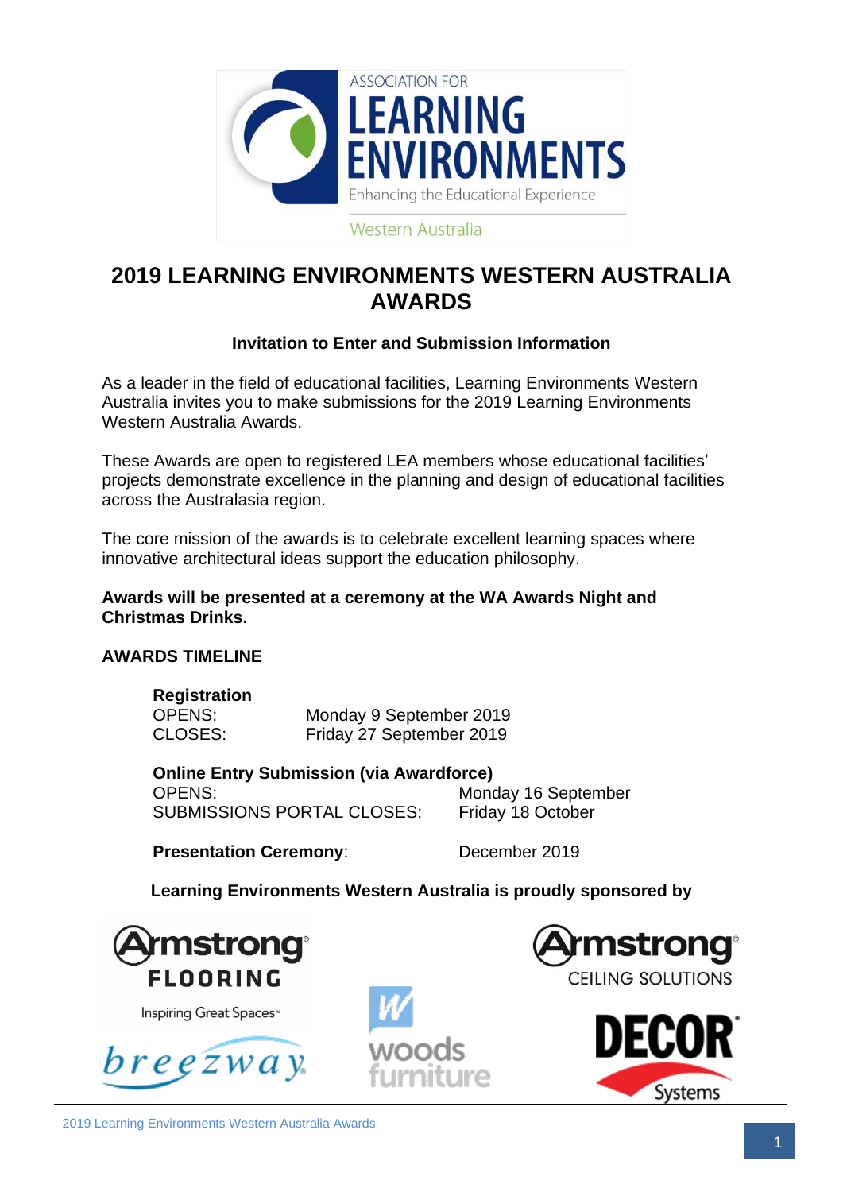# 2019 LEARNING ENVIRONMENTS WESTERN AUSTRALIA AWARDS

**Invitation to Enter and Submission Information**

As a leader in the field of educational facilities, Learning Environments Western Australia invites you to make submissions for the 2019 Learning Environments Western Australia Awards.

These Awards are open to registered LEA members whose educational facilities' projects demonstrate excellence in the planning and design of educational facilities across the Australasia region.

The core mission of the awards is to celebrate excellent learning spaces where innovative architectural ideas support the education philosophy.

**Awards will be presented at a ceremony at the WA Awards Night and Christmas Drinks.**

## AWARDS TIMELINE

**Registration**
OPENS: Monday 9 September 2019
CLOSES: Friday 27 September 2019

**Online Entry Submission (via Awardforce)**
OPENS: Monday 16 September
SUBMISSIONS PORTAL CLOSES: Friday 18 October

**Presentation Ceremony**: December 2019

**Learning Environments Western Australia is proudly sponsored by**

Armstrong FLOORING – Inspiring Great Spaces

Armstrong CEILING SOLUTIONS

breezway

woods furniture

DECOR Systems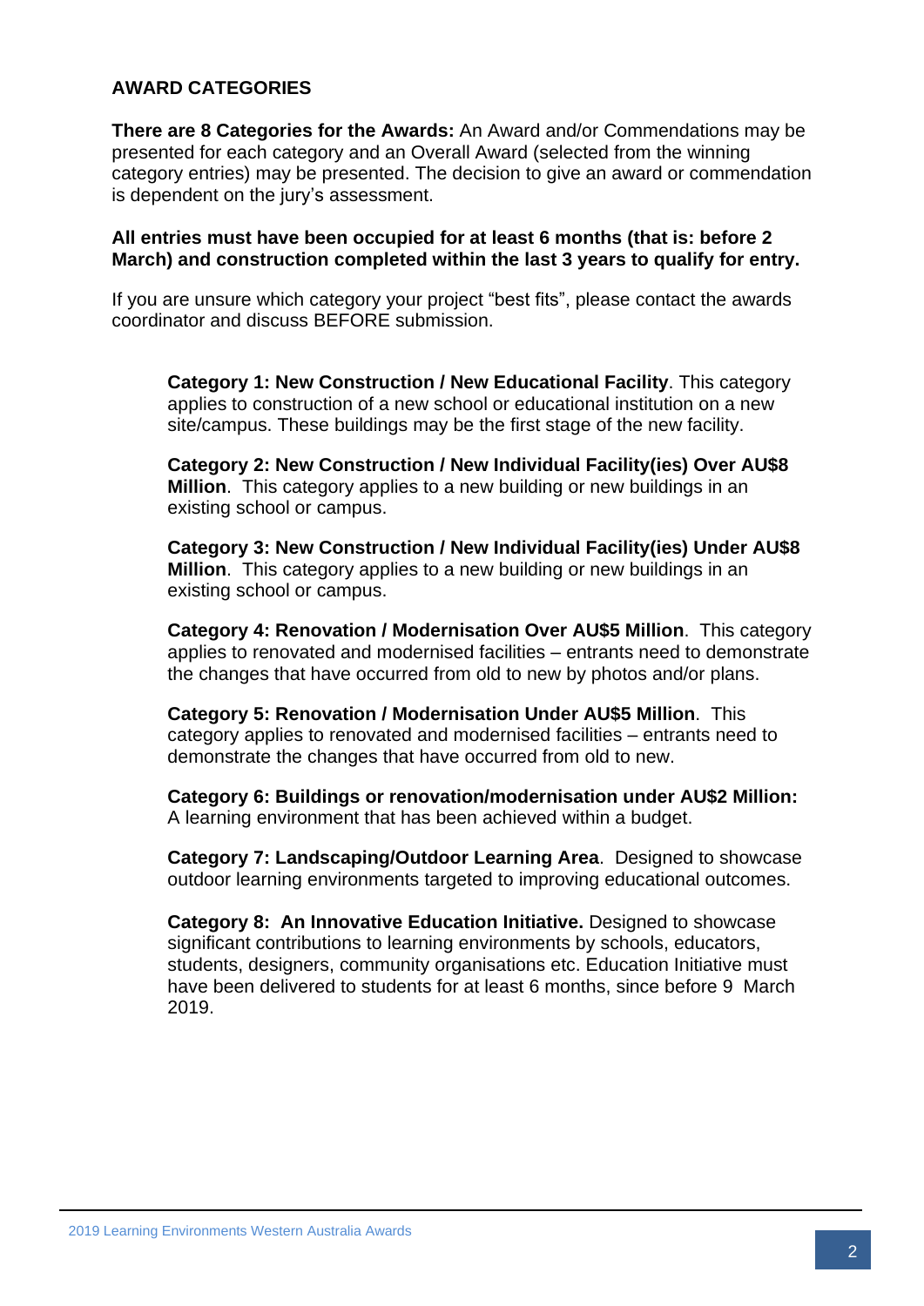## AWARD CATEGORIES

**There are 8 Categories for the Awards:** An Award and/or Commendations may be presented for each category and an Overall Award (selected from the winning category entries) may be presented. The decision to give an award or commendation is dependent on the jury's assessment.

**All entries must have been occupied for at least 6 months (that is: before 2 March) and construction completed within the last 3 years to qualify for entry.**

If you are unsure which category your project "best fits", please contact the awards coordinator and discuss BEFORE submission.

**Category 1: New Construction / New Educational Facility**. This category applies to construction of a new school or educational institution on a new site/campus. These buildings may be the first stage of the new facility.

**Category 2: New Construction / New Individual Facility(ies) Over AU$8 Million**. This category applies to a new building or new buildings in an existing school or campus.

**Category 3: New Construction / New Individual Facility(ies) Under AU$8 Million**. This category applies to a new building or new buildings in an existing school or campus.

**Category 4: Renovation / Modernisation Over AU$5 Million**. This category applies to renovated and modernised facilities – entrants need to demonstrate the changes that have occurred from old to new by photos and/or plans.

**Category 5: Renovation / Modernisation Under AU$5 Million**. This category applies to renovated and modernised facilities – entrants need to demonstrate the changes that have occurred from old to new.

**Category 6: Buildings or renovation/modernisation under AU$2 Million:** A learning environment that has been achieved within a budget.

**Category 7: Landscaping/Outdoor Learning Area**. Designed to showcase outdoor learning environments targeted to improving educational outcomes.

**Category 8: An Innovative Education Initiative.** Designed to showcase significant contributions to learning environments by schools, educators, students, designers, community organisations etc. Education Initiative must have been delivered to students for at least 6 months, since before 9 March 2019.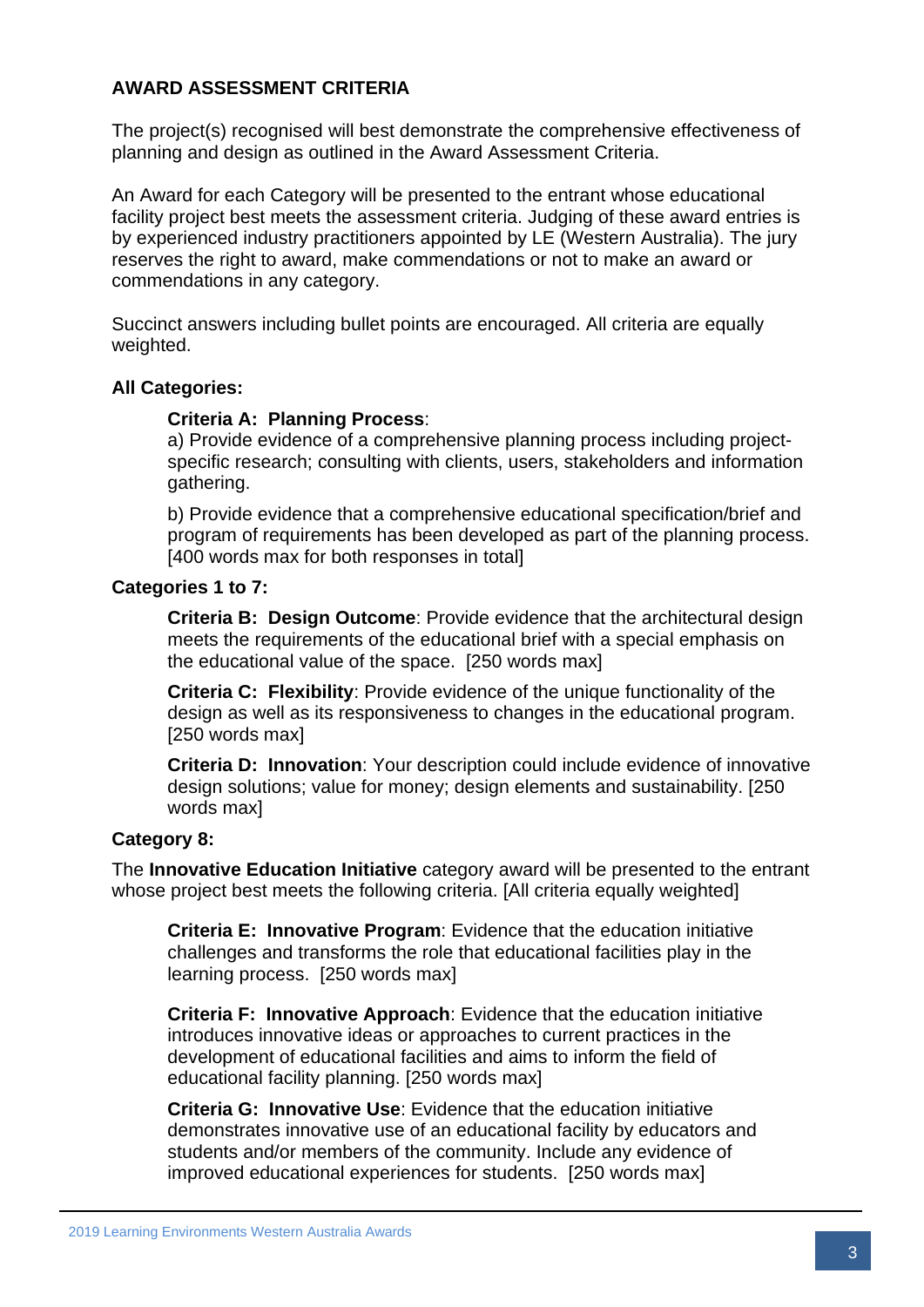## AWARD ASSESSMENT CRITERIA

The project(s) recognised will best demonstrate the comprehensive effectiveness of planning and design as outlined in the Award Assessment Criteria.

An Award for each Category will be presented to the entrant whose educational facility project best meets the assessment criteria. Judging of these award entries is by experienced industry practitioners appointed by LE (Western Australia). The jury reserves the right to award, make commendations or not to make an award or commendations in any category.

Succinct answers including bullet points are encouraged. All criteria are equally weighted.

### All Categories:

**Criteria A: Planning Process**:

a) Provide evidence of a comprehensive planning process including project-specific research; consulting with clients, users, stakeholders and information gathering.

b) Provide evidence that a comprehensive educational specification/brief and program of requirements has been developed as part of the planning process. [400 words max for both responses in total]

### Categories 1 to 7:

**Criteria B: Design Outcome**: Provide evidence that the architectural design meets the requirements of the educational brief with a special emphasis on the educational value of the space. [250 words max]

**Criteria C: Flexibility**: Provide evidence of the unique functionality of the design as well as its responsiveness to changes in the educational program. [250 words max]

**Criteria D: Innovation**: Your description could include evidence of innovative design solutions; value for money; design elements and sustainability. [250 words max]

### Category 8:

The **Innovative Education Initiative** category award will be presented to the entrant whose project best meets the following criteria. [All criteria equally weighted]

**Criteria E: Innovative Program**: Evidence that the education initiative challenges and transforms the role that educational facilities play in the learning process. [250 words max]

**Criteria F: Innovative Approach**: Evidence that the education initiative introduces innovative ideas or approaches to current practices in the development of educational facilities and aims to inform the field of educational facility planning. [250 words max]

**Criteria G: Innovative Use**: Evidence that the education initiative demonstrates innovative use of an educational facility by educators and students and/or members of the community. Include any evidence of improved educational experiences for students. [250 words max]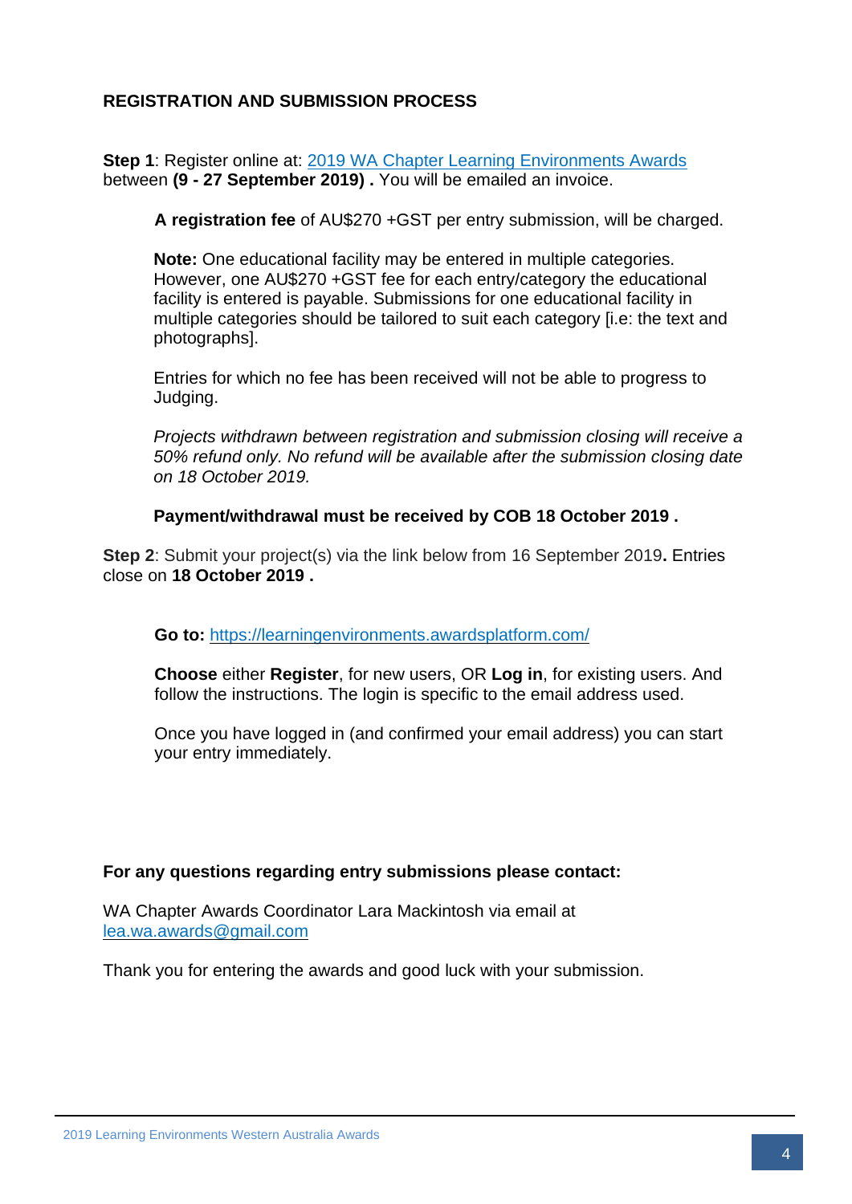## REGISTRATION AND SUBMISSION PROCESS

**Step 1**: Register online at: [2019 WA Chapter Learning Environments Awards] between **(9 - 27 September 2019) .** You will be emailed an invoice.

**A registration fee** of AU$270 +GST per entry submission, will be charged.

**Note:** One educational facility may be entered in multiple categories. However, one AU$270 +GST fee for each entry/category the educational facility is entered is payable. Submissions for one educational facility in multiple categories should be tailored to suit each category [i.e: the text and photographs].

Entries for which no fee has been received will not be able to progress to Judging.

*Projects withdrawn between registration and submission closing will receive a 50% refund only. No refund will be available after the submission closing date on 18 October 2019.*

**Payment/withdrawal must be received by COB 18 October 2019 .**

**Step 2**: Submit your project(s) via the link below from 16 September 2019**.** Entries close on **18 October 2019 .**

**Go to:** https://learningenvironments.awardsplatform.com/

**Choose** either **Register**, for new users, OR **Log in**, for existing users. And follow the instructions. The login is specific to the email address used.

Once you have logged in (and confirmed your email address) you can start your entry immediately.

**For any questions regarding entry submissions please contact:**

WA Chapter Awards Coordinator Lara Mackintosh via email at lea.wa.awards@gmail.com

Thank you for entering the awards and good luck with your submission.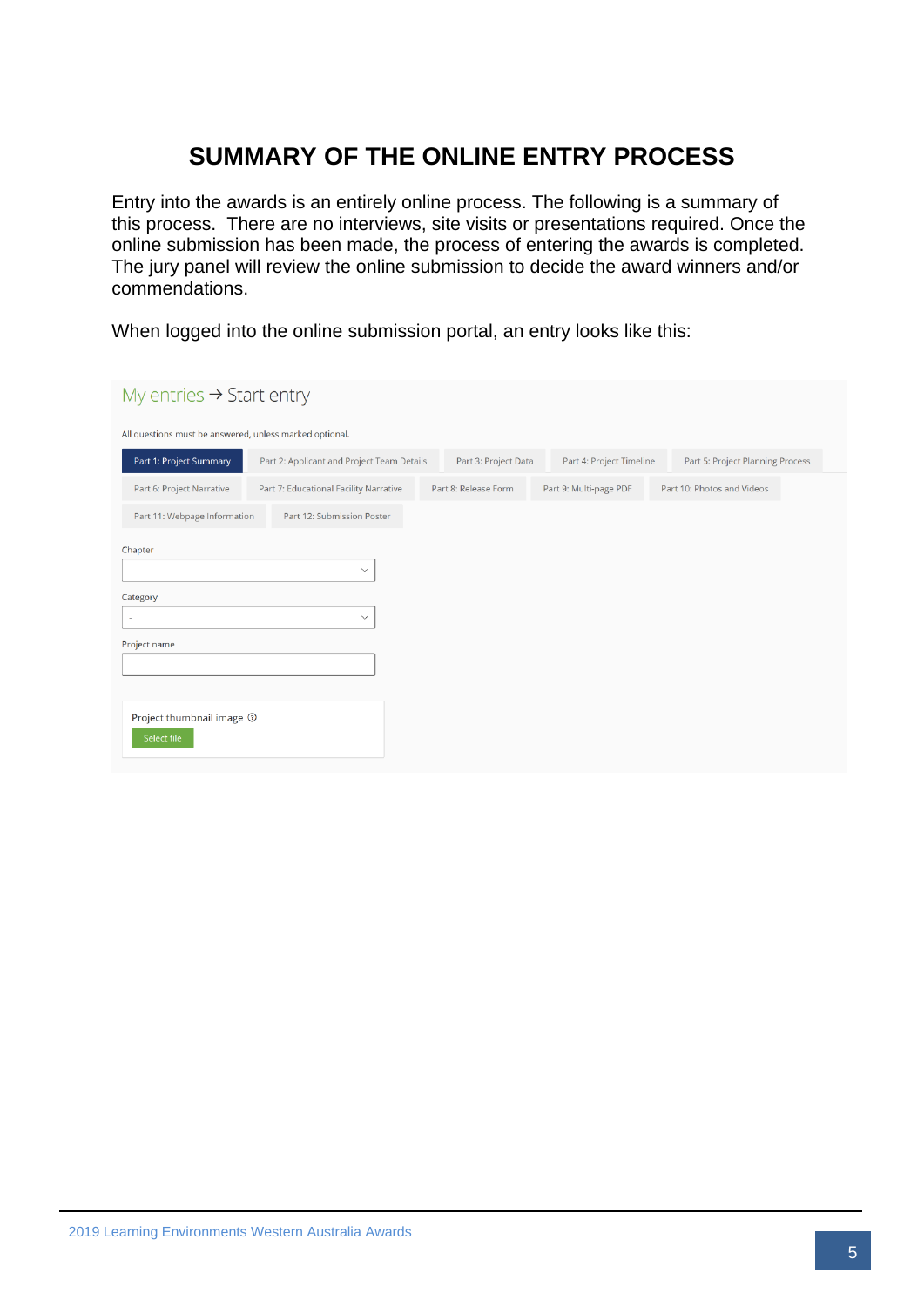# SUMMARY OF THE ONLINE ENTRY PROCESS

Entry into the awards is an entirely online process. The following is a summary of this process. There are no interviews, site visits or presentations required. Once the online submission has been made, the process of entering the awards is completed. The jury panel will review the online submission to decide the award winners and/or commendations.

When logged into the online submission portal, an entry looks like this:

My entries → Start entry

All questions must be answered, unless marked optional.

Part 1: Project Summary | Part 2: Applicant and Project Team Details | Part 3: Project Data | Part 4: Project Timeline | Part 5: Project Planning Process | Part 6: Project Narrative | Part 7: Educational Facility Narrative | Part 8: Release Form | Part 9: Multi-page PDF | Part 10: Photos and Videos | Part 11: Webpage Information | Part 12: Submission Poster

Chapter

Category

Project name

Project thumbnail image

Select file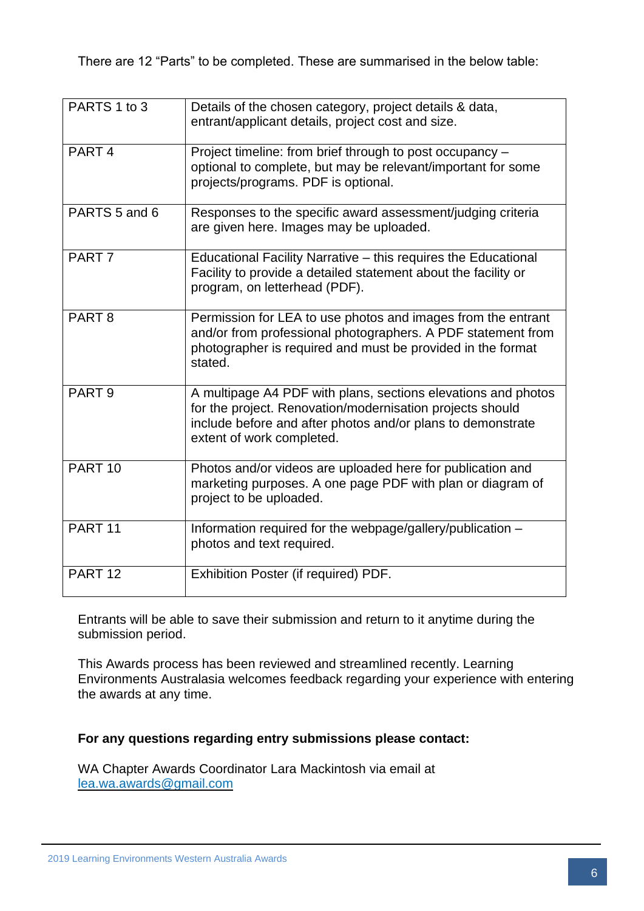There are 12 “Parts” to be completed. These are summarised in the below table:

| | |
|---|---|
| PARTS 1 to 3 | Details of the chosen category, project details & data, entrant/applicant details, project cost and size. |
| PART 4 | Project timeline: from brief through to post occupancy – optional to complete, but may be relevant/important for some projects/programs. PDF is optional. |
| PARTS 5 and 6 | Responses to the specific award assessment/judging criteria are given here. Images may be uploaded. |
| PART 7 | Educational Facility Narrative – this requires the Educational Facility to provide a detailed statement about the facility or program, on letterhead (PDF). |
| PART 8 | Permission for LEA to use photos and images from the entrant and/or from professional photographers. A PDF statement from photographer is required and must be provided in the format stated. |
| PART 9 | A multipage A4 PDF with plans, sections elevations and photos for the project. Renovation/modernisation projects should include before and after photos and/or plans to demonstrate extent of work completed. |
| PART 10 | Photos and/or videos are uploaded here for publication and marketing purposes. A one page PDF with plan or diagram of project to be uploaded. |
| PART 11 | Information required for the webpage/gallery/publication – photos and text required. |
| PART 12 | Exhibition Poster (if required) PDF. |

Entrants will be able to save their submission and return to it anytime during the submission period.

This Awards process has been reviewed and streamlined recently. Learning Environments Australasia welcomes feedback regarding your experience with entering the awards at any time.

**For any questions regarding entry submissions please contact:**

WA Chapter Awards Coordinator Lara Mackintosh via email at
lea.wa.awards@gmail.com